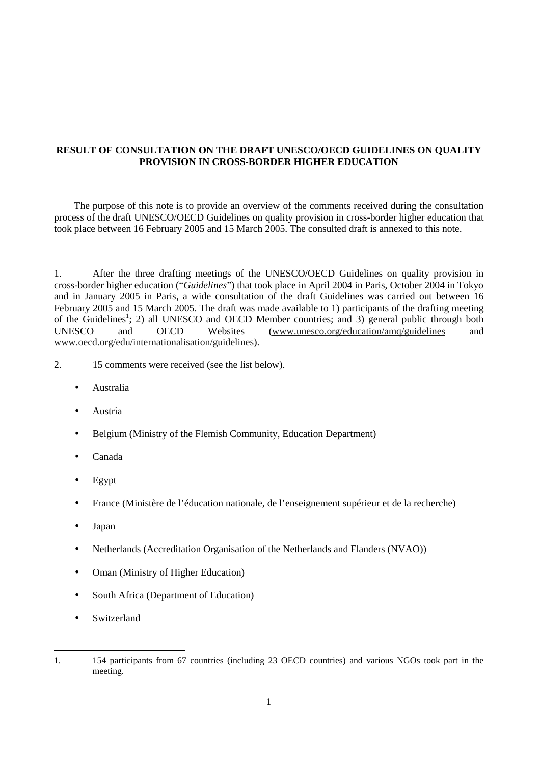**RESULT OF CONSULTATION ON THE DRAFT UNESCO/OECD GUIDELINES ON QUALITY PROVISION IN CROSS-BORDER HIGHER EDUCATION**

The purpose of this note is to provide an overview of the comments received during the consultation process of the draft UNESCO/OECD Guidelines on quality provision in cross-border higher education that took place between 16 February 2005 and 15 March 2005. The consulted draft is annexed to this note.

1. After the three drafting meetings of the UNESCO/OECD Guidelines on quality provision in cross-border higher education ("*Guidelines*") that took place in April 2004 in Paris, October 2004 in Tokyo and in January 2005 in Paris, a wide consultation of the draft Guidelines was carried out between 16 February 2005 and 15 March 2005. The draft was made available to 1) participants of the drafting meeting of the Guidelines[1]; 2) all UNESCO and OECD Member countries; and 3) general public through both UNESCO and OECD Websites (www.unesco.org/education/amq/guidelines and www.oecd.org/edu/internationalisation/guidelines).

2. 15 comments were received (see the list below).

- Australia
- Austria
- Belgium (Ministry of the Flemish Community, Education Department)
- Canada
- Egypt
- France (Ministère de l'éducation nationale, de l'enseignement supérieur et de la recherche)
- Japan
- Netherlands (Accreditation Organisation of the Netherlands and Flanders (NVAO))
- Oman (Ministry of Higher Education)
- South Africa (Department of Education)
- Switzerland

---

1. 154 participants from 67 countries (including 23 OECD countries) and various NGOs took part in the meeting.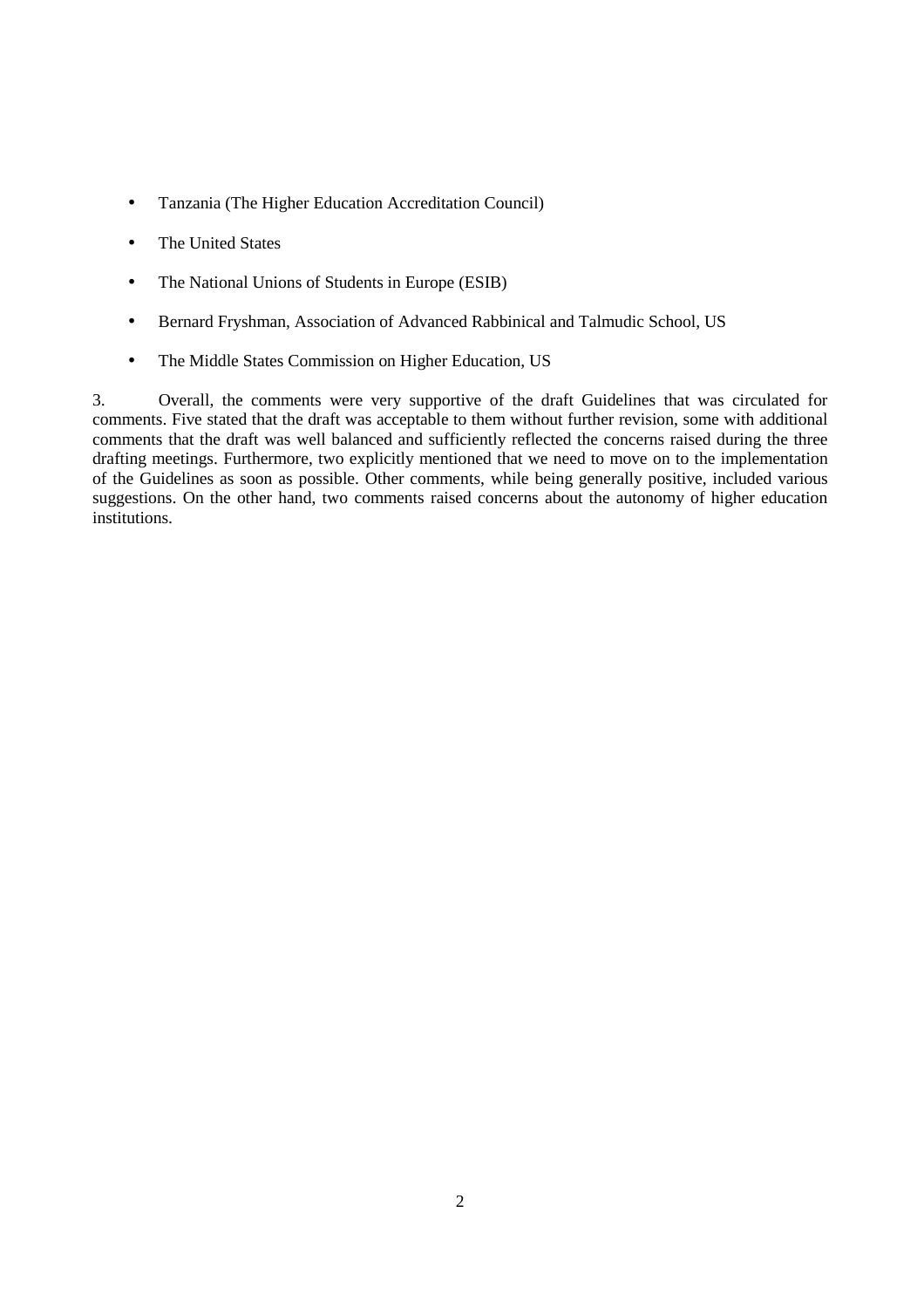- Tanzania (The Higher Education Accreditation Council)
- The United States
- The National Unions of Students in Europe (ESIB)
- Bernard Fryshman, Association of Advanced Rabbinical and Talmudic School, US
- The Middle States Commission on Higher Education, US

3. Overall, the comments were very supportive of the draft Guidelines that was circulated for comments. Five stated that the draft was acceptable to them without further revision, some with additional comments that the draft was well balanced and sufficiently reflected the concerns raised during the three drafting meetings. Furthermore, two explicitly mentioned that we need to move on to the implementation of the Guidelines as soon as possible. Other comments, while being generally positive, included various suggestions. On the other hand, two comments raised concerns about the autonomy of higher education institutions.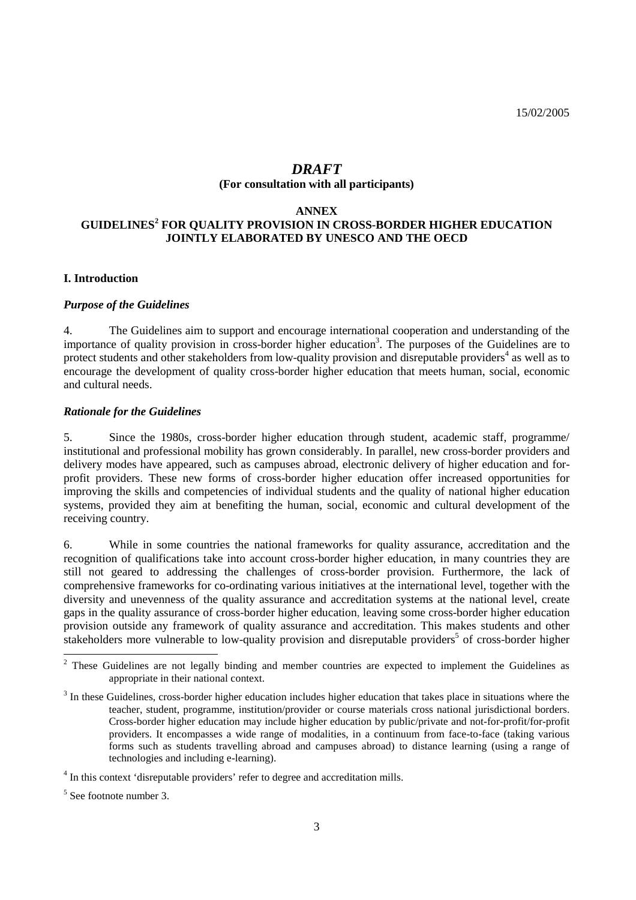15/02/2005

# *DRAFT*

**(For consultation with all participants)**

**ANNEX**

## GUIDELINES[2] FOR QUALITY PROVISION IN CROSS-BORDER HIGHER EDUCATION JOINTLY ELABORATED BY UNESCO AND THE OECD

### I. Introduction

#### *Purpose of the Guidelines*

4. The Guidelines aim to support and encourage international cooperation and understanding of the importance of quality provision in cross-border higher education[3]. The purposes of the Guidelines are to protect students and other stakeholders from low-quality provision and disreputable providers[4] as well as to encourage the development of quality cross-border higher education that meets human, social, economic and cultural needs.

#### *Rationale for the Guidelines*

5. Since the 1980s, cross-border higher education through student, academic staff, programme/ institutional and professional mobility has grown considerably. In parallel, new cross-border providers and delivery modes have appeared, such as campuses abroad, electronic delivery of higher education and for-profit providers. These new forms of cross-border higher education offer increased opportunities for improving the skills and competencies of individual students and the quality of national higher education systems, provided they aim at benefiting the human, social, economic and cultural development of the receiving country.

6. While in some countries the national frameworks for quality assurance, accreditation and the recognition of qualifications take into account cross-border higher education, in many countries they are still not geared to addressing the challenges of cross-border provision. Furthermore, the lack of comprehensive frameworks for co-ordinating various initiatives at the international level, together with the diversity and unevenness of the quality assurance and accreditation systems at the national level, create gaps in the quality assurance of cross-border higher education, leaving some cross-border higher education provision outside any framework of quality assurance and accreditation. This makes students and other stakeholders more vulnerable to low-quality provision and disreputable providers[5] of cross-border higher

---

[2] These Guidelines are not legally binding and member countries are expected to implement the Guidelines as appropriate in their national context.

[3] In these Guidelines, cross-border higher education includes higher education that takes place in situations where the teacher, student, programme, institution/provider or course materials cross national jurisdictional borders. Cross-border higher education may include higher education by public/private and not-for-profit/for-profit providers. It encompasses a wide range of modalities, in a continuum from face-to-face (taking various forms such as students travelling abroad and campuses abroad) to distance learning (using a range of technologies and including e-learning).

[4] In this context 'disreputable providers' refer to degree and accreditation mills.

[5] See footnote number 3.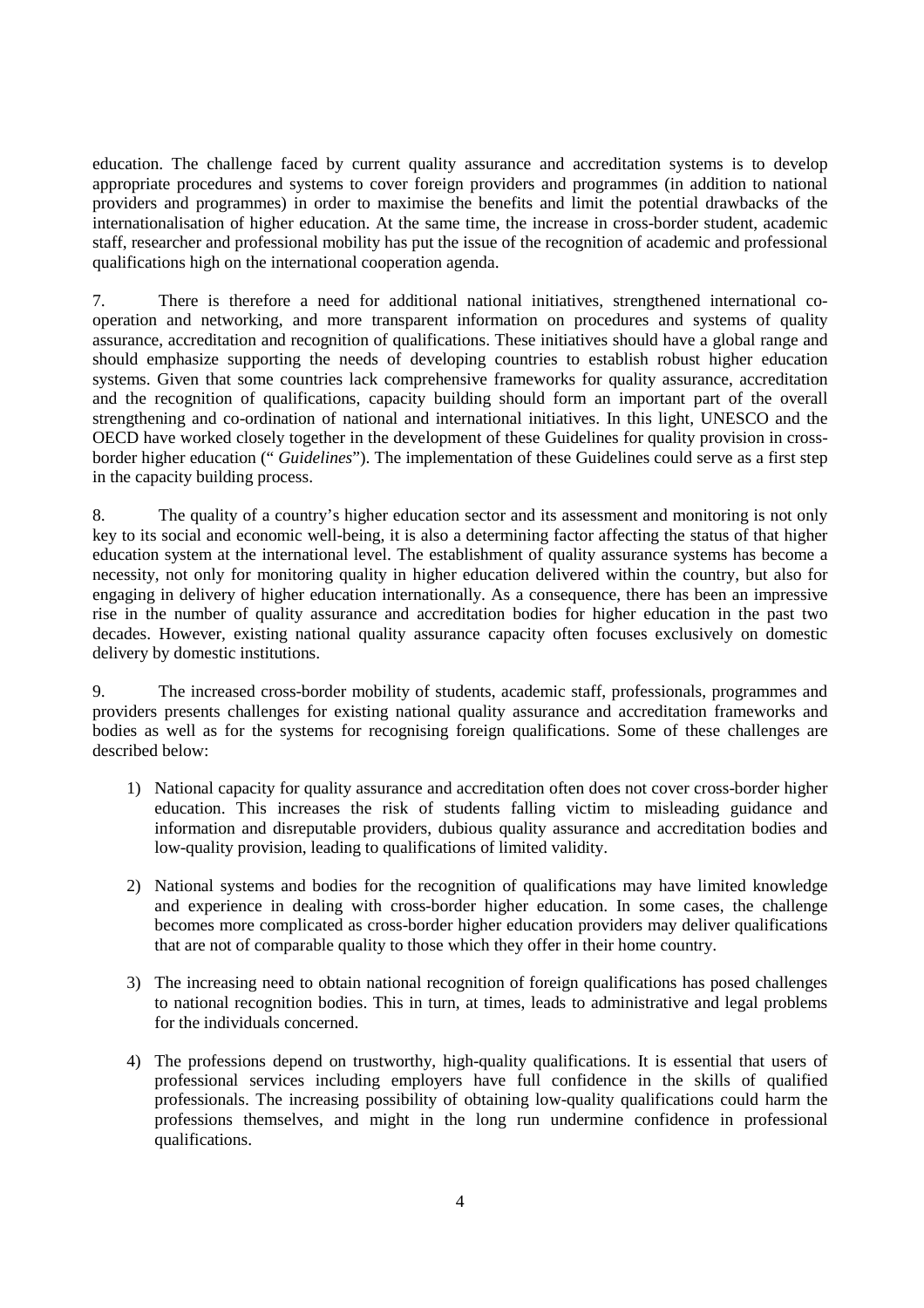education. The challenge faced by current quality assurance and accreditation systems is to develop appropriate procedures and systems to cover foreign providers and programmes (in addition to national providers and programmes) in order to maximise the benefits and limit the potential drawbacks of the internationalisation of higher education. At the same time, the increase in cross-border student, academic staff, researcher and professional mobility has put the issue of the recognition of academic and professional qualifications high on the international cooperation agenda.

7. There is therefore a need for additional national initiatives, strengthened international co-operation and networking, and more transparent information on procedures and systems of quality assurance, accreditation and recognition of qualifications. These initiatives should have a global range and should emphasize supporting the needs of developing countries to establish robust higher education systems. Given that some countries lack comprehensive frameworks for quality assurance, accreditation and the recognition of qualifications, capacity building should form an important part of the overall strengthening and co-ordination of national and international initiatives. In this light, UNESCO and the OECD have worked closely together in the development of these Guidelines for quality provision in cross-border higher education (" *Guidelines*"). The implementation of these Guidelines could serve as a first step in the capacity building process.

8. The quality of a country's higher education sector and its assessment and monitoring is not only key to its social and economic well-being, it is also a determining factor affecting the status of that higher education system at the international level. The establishment of quality assurance systems has become a necessity, not only for monitoring quality in higher education delivered within the country, but also for engaging in delivery of higher education internationally. As a consequence, there has been an impressive rise in the number of quality assurance and accreditation bodies for higher education in the past two decades. However, existing national quality assurance capacity often focuses exclusively on domestic delivery by domestic institutions.

9. The increased cross-border mobility of students, academic staff, professionals, programmes and providers presents challenges for existing national quality assurance and accreditation frameworks and bodies as well as for the systems for recognising foreign qualifications. Some of these challenges are described below:

1) National capacity for quality assurance and accreditation often does not cover cross-border higher education. This increases the risk of students falling victim to misleading guidance and information and disreputable providers, dubious quality assurance and accreditation bodies and low-quality provision, leading to qualifications of limited validity.

2) National systems and bodies for the recognition of qualifications may have limited knowledge and experience in dealing with cross-border higher education. In some cases, the challenge becomes more complicated as cross-border higher education providers may deliver qualifications that are not of comparable quality to those which they offer in their home country.

3) The increasing need to obtain national recognition of foreign qualifications has posed challenges to national recognition bodies. This in turn, at times, leads to administrative and legal problems for the individuals concerned.

4) The professions depend on trustworthy, high-quality qualifications. It is essential that users of professional services including employers have full confidence in the skills of qualified professionals. The increasing possibility of obtaining low-quality qualifications could harm the professions themselves, and might in the long run undermine confidence in professional qualifications.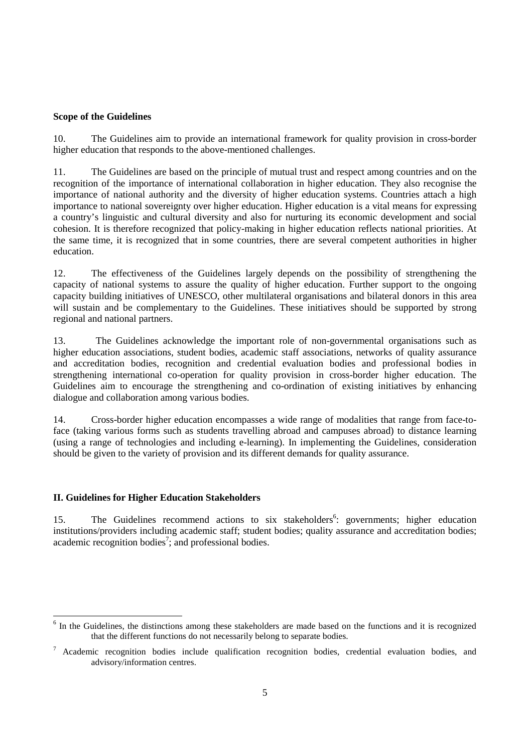**Scope of the Guidelines**

10. The Guidelines aim to provide an international framework for quality provision in cross-border higher education that responds to the above-mentioned challenges.

11. The Guidelines are based on the principle of mutual trust and respect among countries and on the recognition of the importance of international collaboration in higher education. They also recognise the importance of national authority and the diversity of higher education systems. Countries attach a high importance to national sovereignty over higher education. Higher education is a vital means for expressing a country's linguistic and cultural diversity and also for nurturing its economic development and social cohesion. It is therefore recognized that policy-making in higher education reflects national priorities. At the same time, it is recognized that in some countries, there are several competent authorities in higher education.

12. The effectiveness of the Guidelines largely depends on the possibility of strengthening the capacity of national systems to assure the quality of higher education. Further support to the ongoing capacity building initiatives of UNESCO, other multilateral organisations and bilateral donors in this area will sustain and be complementary to the Guidelines. These initiatives should be supported by strong regional and national partners.

13. The Guidelines acknowledge the important role of non-governmental organisations such as higher education associations, student bodies, academic staff associations, networks of quality assurance and accreditation bodies, recognition and credential evaluation bodies and professional bodies in strengthening international co-operation for quality provision in cross-border higher education. The Guidelines aim to encourage the strengthening and co-ordination of existing initiatives by enhancing dialogue and collaboration among various bodies.

14. Cross-border higher education encompasses a wide range of modalities that range from face-to-face (taking various forms such as students travelling abroad and campuses abroad) to distance learning (using a range of technologies and including e-learning). In implementing the Guidelines, consideration should be given to the variety of provision and its different demands for quality assurance.

## II. Guidelines for Higher Education Stakeholders

15. The Guidelines recommend actions to six stakeholders[6]: governments; higher education institutions/providers including academic staff; student bodies; quality assurance and accreditation bodies; academic recognition bodies[7]; and professional bodies.

---

[6] In the Guidelines, the distinctions among these stakeholders are made based on the functions and it is recognized that the different functions do not necessarily belong to separate bodies.

[7] Academic recognition bodies include qualification recognition bodies, credential evaluation bodies, and advisory/information centres.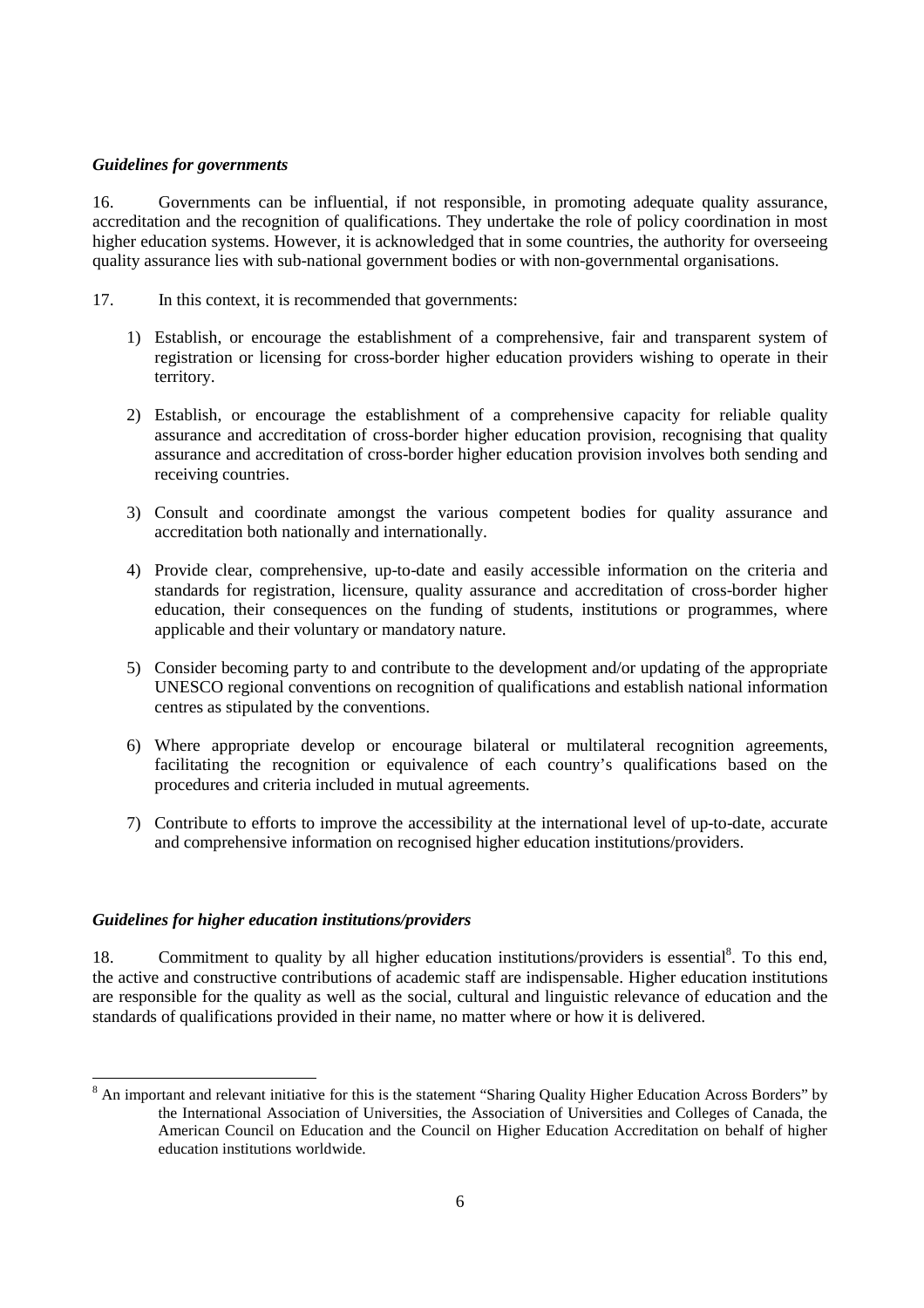### *Guidelines for governments*

16. Governments can be influential, if not responsible, in promoting adequate quality assurance, accreditation and the recognition of qualifications. They undertake the role of policy coordination in most higher education systems. However, it is acknowledged that in some countries, the authority for overseeing quality assurance lies with sub-national government bodies or with non-governmental organisations.

17. In this context, it is recommended that governments:

1) Establish, or encourage the establishment of a comprehensive, fair and transparent system of registration or licensing for cross-border higher education providers wishing to operate in their territory.

2) Establish, or encourage the establishment of a comprehensive capacity for reliable quality assurance and accreditation of cross-border higher education provision, recognising that quality assurance and accreditation of cross-border higher education provision involves both sending and receiving countries.

3) Consult and coordinate amongst the various competent bodies for quality assurance and accreditation both nationally and internationally.

4) Provide clear, comprehensive, up-to-date and easily accessible information on the criteria and standards for registration, licensure, quality assurance and accreditation of cross-border higher education, their consequences on the funding of students, institutions or programmes, where applicable and their voluntary or mandatory nature.

5) Consider becoming party to and contribute to the development and/or updating of the appropriate UNESCO regional conventions on recognition of qualifications and establish national information centres as stipulated by the conventions.

6) Where appropriate develop or encourage bilateral or multilateral recognition agreements, facilitating the recognition or equivalence of each country's qualifications based on the procedures and criteria included in mutual agreements.

7) Contribute to efforts to improve the accessibility at the international level of up-to-date, accurate and comprehensive information on recognised higher education institutions/providers.

### *Guidelines for higher education institutions/providers*

18. Commitment to quality by all higher education institutions/providers is essential[8]. To this end, the active and constructive contributions of academic staff are indispensable. Higher education institutions are responsible for the quality as well as the social, cultural and linguistic relevance of education and the standards of qualifications provided in their name, no matter where or how it is delivered.

[8] An important and relevant initiative for this is the statement "Sharing Quality Higher Education Across Borders" by the International Association of Universities, the Association of Universities and Colleges of Canada, the American Council on Education and the Council on Higher Education Accreditation on behalf of higher education institutions worldwide.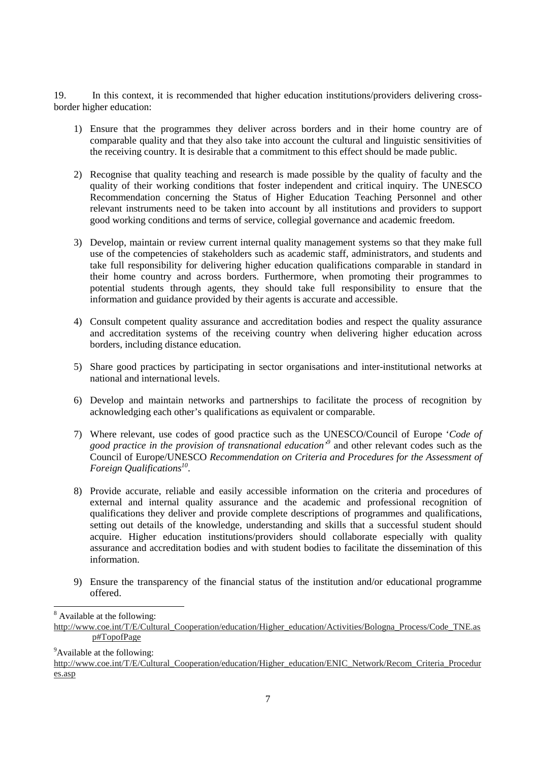19. In this context, it is recommended that higher education institutions/providers delivering cross-border higher education:

1) Ensure that the programmes they deliver across borders and in their home country are of comparable quality and that they also take into account the cultural and linguistic sensitivities of the receiving country. It is desirable that a commitment to this effect should be made public.

2) Recognise that quality teaching and research is made possible by the quality of faculty and the quality of their working conditions that foster independent and critical inquiry. The UNESCO Recommendation concerning the Status of Higher Education Teaching Personnel and other relevant instruments need to be taken into account by all institutions and providers to support good working conditions and terms of service, collegial governance and academic freedom.

3) Develop, maintain or review current internal quality management systems so that they make full use of the competencies of stakeholders such as academic staff, administrators, and students and take full responsibility for delivering higher education qualifications comparable in standard in their home country and across borders. Furthermore, when promoting their programmes to potential students through agents, they should take full responsibility to ensure that the information and guidance provided by their agents is accurate and accessible.

4) Consult competent quality assurance and accreditation bodies and respect the quality assurance and accreditation systems of the receiving country when delivering higher education across borders, including distance education.

5) Share good practices by participating in sector organisations and inter-institutional networks at national and international levels.

6) Develop and maintain networks and partnerships to facilitate the process of recognition by acknowledging each other's qualifications as equivalent or comparable.

7) Where relevant, use codes of good practice such as the UNESCO/Council of Europe '*Code of good practice in the provision of transnational education*'[9] and other relevant codes such as the Council of Europe/UNESCO *Recommendation on Criteria and Procedures for the Assessment of Foreign Qualifications*[10].

8) Provide accurate, reliable and easily accessible information on the criteria and procedures of external and internal quality assurance and the academic and professional recognition of qualifications they deliver and provide complete descriptions of programmes and qualifications, setting out details of the knowledge, understanding and skills that a successful student should acquire. Higher education institutions/providers should collaborate especially with quality assurance and accreditation bodies and with student bodies to facilitate the dissemination of this information.

9) Ensure the transparency of the financial status of the institution and/or educational programme offered.

---

[8] Available at the following: http://www.coe.int/T/E/Cultural_Cooperation/education/Higher_education/Activities/Bologna_Process/Code_TNE.asp#TopofPage

[9] Available at the following: http://www.coe.int/T/E/Cultural_Cooperation/education/Higher_education/ENIC_Network/Recom_Criteria_Procedures.asp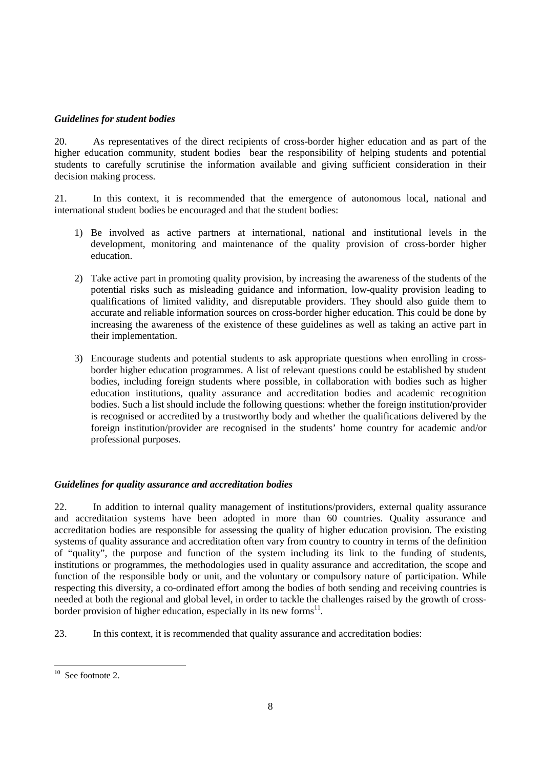### *Guidelines for student bodies*

20. As representatives of the direct recipients of cross-border higher education and as part of the higher education community, student bodies bear the responsibility of helping students and potential students to carefully scrutinise the information available and giving sufficient consideration in their decision making process.

21. In this context, it is recommended that the emergence of autonomous local, national and international student bodies be encouraged and that the student bodies:

1) Be involved as active partners at international, national and institutional levels in the development, monitoring and maintenance of the quality provision of cross-border higher education.

2) Take active part in promoting quality provision, by increasing the awareness of the students of the potential risks such as misleading guidance and information, low-quality provision leading to qualifications of limited validity, and disreputable providers. They should also guide them to accurate and reliable information sources on cross-border higher education. This could be done by increasing the awareness of the existence of these guidelines as well as taking an active part in their implementation.

3) Encourage students and potential students to ask appropriate questions when enrolling in cross-border higher education programmes. A list of relevant questions could be established by student bodies, including foreign students where possible, in collaboration with bodies such as higher education institutions, quality assurance and accreditation bodies and academic recognition bodies. Such a list should include the following questions: whether the foreign institution/provider is recognised or accredited by a trustworthy body and whether the qualifications delivered by the foreign institution/provider are recognised in the students' home country for academic and/or professional purposes.

### *Guidelines for quality assurance and accreditation bodies*

22. In addition to internal quality management of institutions/providers, external quality assurance and accreditation systems have been adopted in more than 60 countries. Quality assurance and accreditation bodies are responsible for assessing the quality of higher education provision. The existing systems of quality assurance and accreditation often vary from country to country in terms of the definition of "quality", the purpose and function of the system including its link to the funding of students, institutions or programmes, the methodologies used in quality assurance and accreditation, the scope and function of the responsible body or unit, and the voluntary or compulsory nature of participation. While respecting this diversity, a co-ordinated effort among the bodies of both sending and receiving countries is needed at both the regional and global level, in order to tackle the challenges raised by the growth of cross-border provision of higher education, especially in its new forms[11].

23. In this context, it is recommended that quality assurance and accreditation bodies:

---

[10] See footnote 2.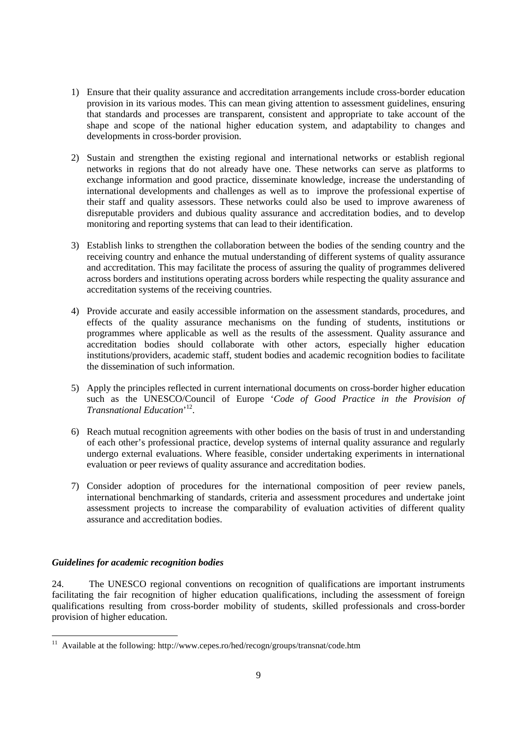1) Ensure that their quality assurance and accreditation arrangements include cross-border education provision in its various modes. This can mean giving attention to assessment guidelines, ensuring that standards and processes are transparent, consistent and appropriate to take account of the shape and scope of the national higher education system, and adaptability to changes and developments in cross-border provision.

2) Sustain and strengthen the existing regional and international networks or establish regional networks in regions that do not already have one. These networks can serve as platforms to exchange information and good practice, disseminate knowledge, increase the understanding of international developments and challenges as well as to improve the professional expertise of their staff and quality assessors. These networks could also be used to improve awareness of disreputable providers and dubious quality assurance and accreditation bodies, and to develop monitoring and reporting systems that can lead to their identification.

3) Establish links to strengthen the collaboration between the bodies of the sending country and the receiving country and enhance the mutual understanding of different systems of quality assurance and accreditation. This may facilitate the process of assuring the quality of programmes delivered across borders and institutions operating across borders while respecting the quality assurance and accreditation systems of the receiving countries.

4) Provide accurate and easily accessible information on the assessment standards, procedures, and effects of the quality assurance mechanisms on the funding of students, institutions or programmes where applicable as well as the results of the assessment. Quality assurance and accreditation bodies should collaborate with other actors, especially higher education institutions/providers, academic staff, student bodies and academic recognition bodies to facilitate the dissemination of such information.

5) Apply the principles reflected in current international documents on cross-border higher education such as the UNESCO/Council of Europe '*Code of Good Practice in the Provision of Transnational Education*'[12].

6) Reach mutual recognition agreements with other bodies on the basis of trust in and understanding of each other's professional practice, develop systems of internal quality assurance and regularly undergo external evaluations. Where feasible, consider undertaking experiments in international evaluation or peer reviews of quality assurance and accreditation bodies.

7) Consider adoption of procedures for the international composition of peer review panels, international benchmarking of standards, criteria and assessment procedures and undertake joint assessment projects to increase the comparability of evaluation activities of different quality assurance and accreditation bodies.

***Guidelines for academic recognition bodies***

24. The UNESCO regional conventions on recognition of qualifications are important instruments facilitating the fair recognition of higher education qualifications, including the assessment of foreign qualifications resulting from cross-border mobility of students, skilled professionals and cross-border provision of higher education.

---

[11] Available at the following: http://www.cepes.ro/hed/recogn/groups/transnat/code.htm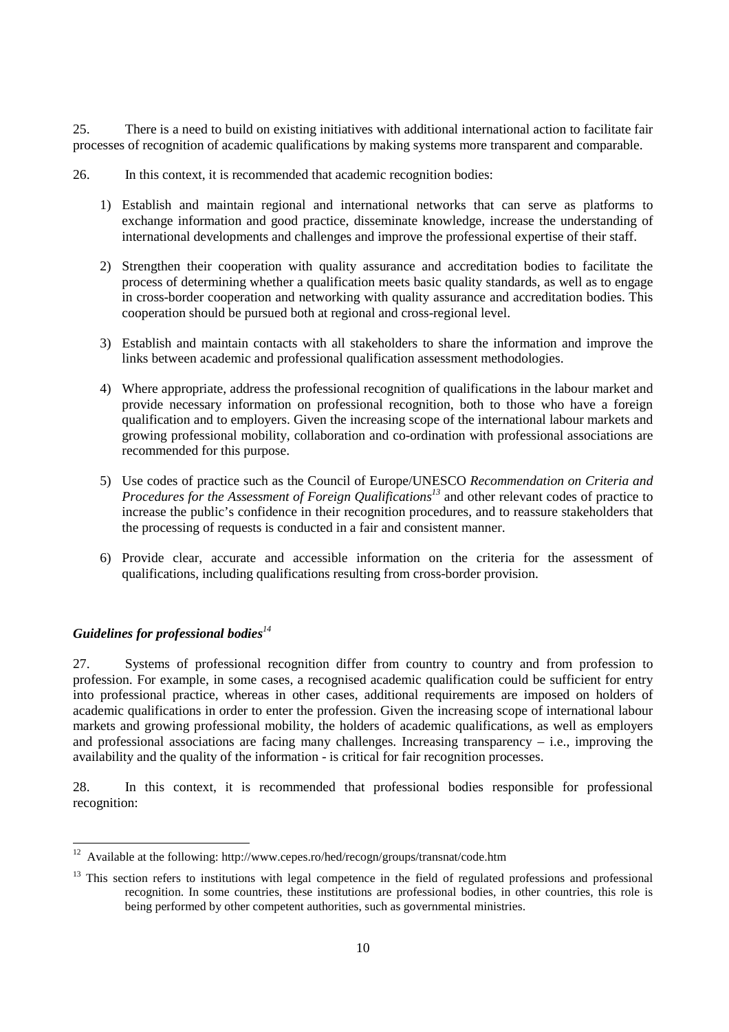25. There is a need to build on existing initiatives with additional international action to facilitate fair processes of recognition of academic qualifications by making systems more transparent and comparable.

26. In this context, it is recommended that academic recognition bodies:

1) Establish and maintain regional and international networks that can serve as platforms to exchange information and good practice, disseminate knowledge, increase the understanding of international developments and challenges and improve the professional expertise of their staff.

2) Strengthen their cooperation with quality assurance and accreditation bodies to facilitate the process of determining whether a qualification meets basic quality standards, as well as to engage in cross-border cooperation and networking with quality assurance and accreditation bodies. This cooperation should be pursued both at regional and cross-regional level.

3) Establish and maintain contacts with all stakeholders to share the information and improve the links between academic and professional qualification assessment methodologies.

4) Where appropriate, address the professional recognition of qualifications in the labour market and provide necessary information on professional recognition, both to those who have a foreign qualification and to employers. Given the increasing scope of the international labour markets and growing professional mobility, collaboration and co-ordination with professional associations are recommended for this purpose.

5) Use codes of practice such as the Council of Europe/UNESCO *Recommendation on Criteria and Procedures for the Assessment of Foreign Qualifications*[13] and other relevant codes of practice to increase the public's confidence in their recognition procedures, and to reassure stakeholders that the processing of requests is conducted in a fair and consistent manner.

6) Provide clear, accurate and accessible information on the criteria for the assessment of qualifications, including qualifications resulting from cross-border provision.

### *Guidelines for professional bodies*[14]

27. Systems of professional recognition differ from country to country and from profession to profession. For example, in some cases, a recognised academic qualification could be sufficient for entry into professional practice, whereas in other cases, additional requirements are imposed on holders of academic qualifications in order to enter the profession. Given the increasing scope of international labour markets and growing professional mobility, the holders of academic qualifications, as well as employers and professional associations are facing many challenges. Increasing transparency – i.e., improving the availability and the quality of the information - is critical for fair recognition processes.

28. In this context, it is recommended that professional bodies responsible for professional recognition:

---

[12] Available at the following: http://www.cepes.ro/hed/recogn/groups/transnat/code.htm

[13] This section refers to institutions with legal competence in the field of regulated professions and professional recognition. In some countries, these institutions are professional bodies, in other countries, this role is being performed by other competent authorities, such as governmental ministries.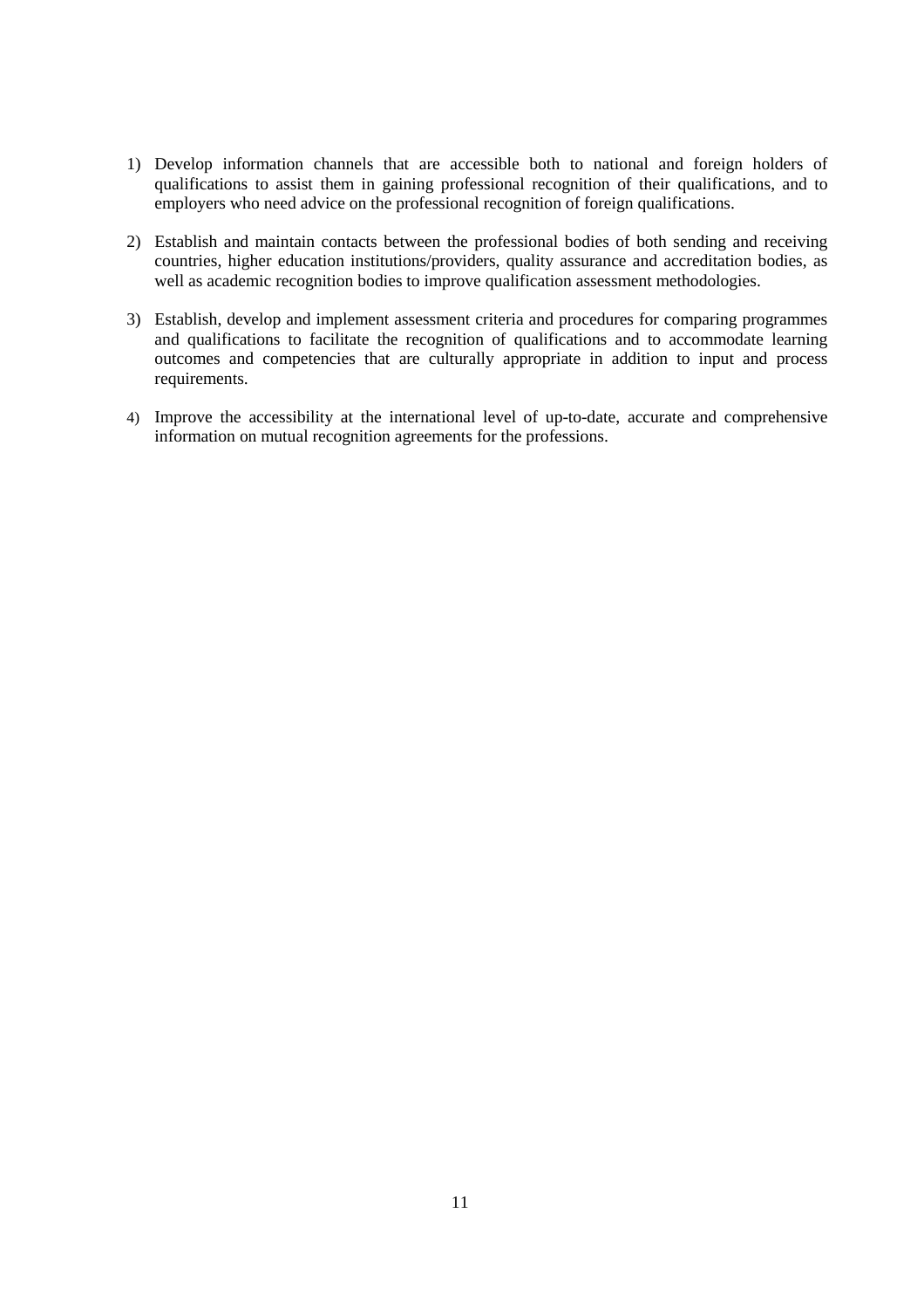1) Develop information channels that are accessible both to national and foreign holders of qualifications to assist them in gaining professional recognition of their qualifications, and to employers who need advice on the professional recognition of foreign qualifications.

2) Establish and maintain contacts between the professional bodies of both sending and receiving countries, higher education institutions/providers, quality assurance and accreditation bodies, as well as academic recognition bodies to improve qualification assessment methodologies.

3) Establish, develop and implement assessment criteria and procedures for comparing programmes and qualifications to facilitate the recognition of qualifications and to accommodate learning outcomes and competencies that are culturally appropriate in addition to input and process requirements.

4) Improve the accessibility at the international level of up-to-date, accurate and comprehensive information on mutual recognition agreements for the professions.